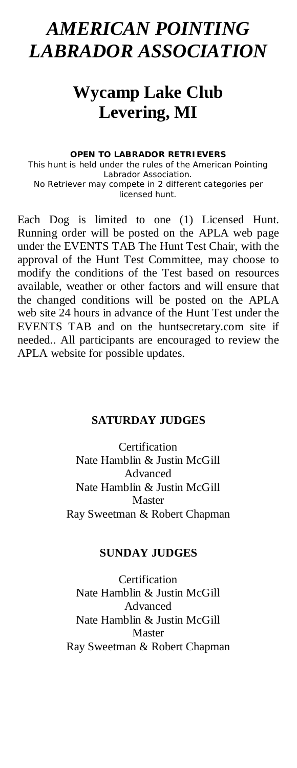# *AMERICAN POINTING LABRADOR ASSOCIATION*

## Wycamp Lake Club
## Levering, MI

**OPEN TO LABRADOR RETRIEVERS**

This hunt is held under the rules of the American Pointing Labrador Association.
No Retriever may compete in 2 different categories per licensed hunt.

Each Dog is limited to one (1) Licensed Hunt. Running order will be posted on the APLA web page under the EVENTS TAB The Hunt Test Chair, with the approval of the Hunt Test Committee, may choose to modify the conditions of the Test based on resources available, weather or other factors and will ensure that the changed conditions will be posted on the APLA web site 24 hours in advance of the Hunt Test under the EVENTS TAB and on the huntsecretary.com site if needed.. All participants are encouraged to review the APLA website for possible updates.

### SATURDAY JUDGES

Certification
Nate Hamblin & Justin McGill
Advanced
Nate Hamblin & Justin McGill
Master
Ray Sweetman & Robert Chapman

### SUNDAY JUDGES

Certification
Nate Hamblin & Justin McGill
Advanced
Nate Hamblin & Justin McGill
Master
Ray Sweetman & Robert Chapman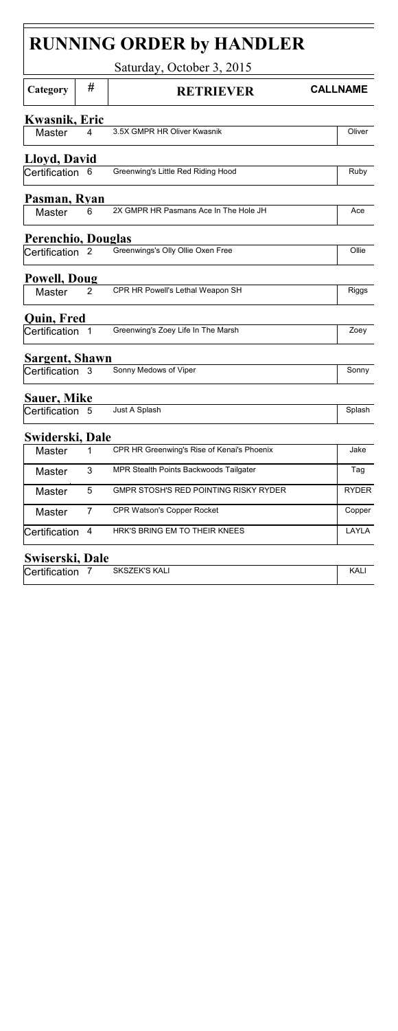# RUNNING ORDER by HANDLER

Saturday, October 3, 2015

| Category | # | RETRIEVER | CALLNAME |
|---|---|---|---|
| **Kwasnik, Eric** | | | |
| Master | 4 | 3.5X GMPR HR Oliver Kwasnik | Oliver |
| **Lloyd, David** | | | |
| Certification | 6 | Greenwing's Little Red Riding Hood | Ruby |
| **Pasman, Ryan** | | | |
| Master | 6 | 2X GMPR HR Pasmans Ace In The Hole JH | Ace |
| **Perenchio, Douglas** | | | |
| Certification | 2 | Greenwings's Olly Ollie Oxen Free | Ollie |
| **Powell, Doug** | | | |
| Master | 2 | CPR HR Powell's Lethal Weapon SH | Riggs |
| **Quin, Fred** | | | |
| Certification | 1 | Greenwing's Zoey Life In The Marsh | Zoey |
| **Sargent, Shawn** | | | |
| Certification | 3 | Sonny Medows of Viper | Sonny |
| **Sauer, Mike** | | | |
| Certification | 5 | Just A Splash | Splash |
| **Swiderski, Dale** | | | |
| Master | 1 | CPR HR Greenwing's Rise of Kenai's Phoenix | Jake |
| Master | 3 | MPR Stealth Points Backwoods Tailgater | Tag |
| Master | 5 | GMPR STOSH'S RED POINTING RISKY RYDER | RYDER |
| Master | 7 | CPR Watson's Copper Rocket | Copper |
| Certification | 4 | HRK'S BRING EM TO THEIR KNEES | LAYLA |
| **Swiserski, Dale** | | | |
| Certification | 7 | SKSZEK'S KALI | KALI |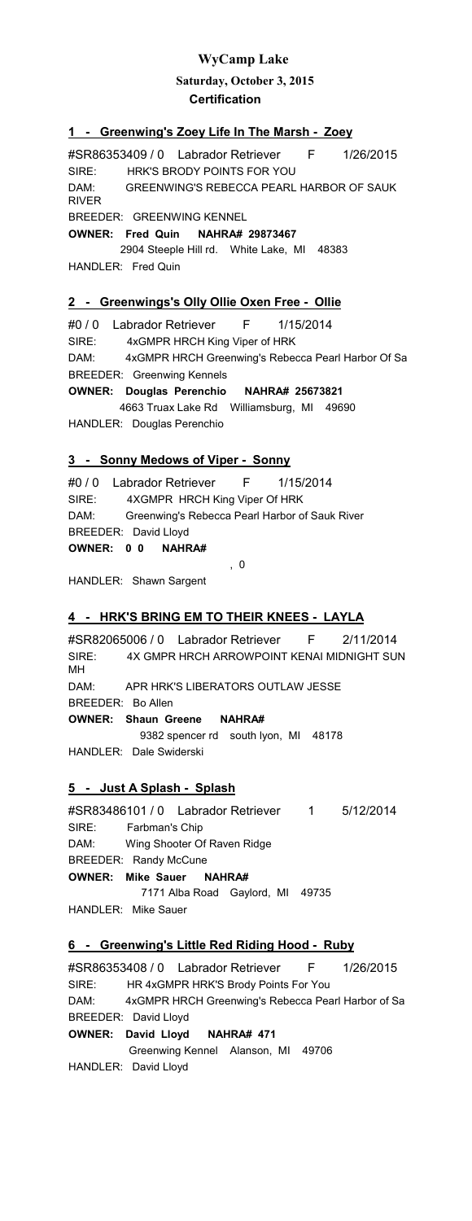**WyCamp Lake**

**Saturday, October 3, 2015**

**Certification**

## 1 - Greenwing's Zoey Life In The Marsh - Zoey

#SR86353409 / 0 Labrador Retriever F 1/26/2015
SIRE: HRK'S BRODY POINTS FOR YOU
DAM: GREENWING'S REBECCA PEARL HARBOR OF SAUK RIVER
BREEDER: GREENWING KENNEL
**OWNER: Fred Quin NAHRA# 29873467**
2904 Steeple Hill rd. White Lake, MI 48383
HANDLER: Fred Quin

## 2 - Greenwings's Olly Ollie Oxen Free - Ollie

#0 / 0 Labrador Retriever F 1/15/2014
SIRE: 4xGMPR HRCH King Viper of HRK
DAM: 4xGMPR HRCH Greenwing's Rebecca Pearl Harbor Of Sa
BREEDER: Greenwing Kennels
**OWNER: Douglas Perenchio NAHRA# 25673821**
4663 Truax Lake Rd Williamsburg, MI 49690
HANDLER: Douglas Perenchio

## 3 - Sonny Medows of Viper - Sonny

#0 / 0 Labrador Retriever F 1/15/2014
SIRE: 4XGMPR HRCH King Viper Of HRK
DAM: Greenwing's Rebecca Pearl Harbor of Sauk River
BREEDER: David Lloyd
**OWNER: 0 0 NAHRA#**
, 0
HANDLER: Shawn Sargent

## 4 - HRK'S BRING EM TO THEIR KNEES - LAYLA

#SR82065006 / 0 Labrador Retriever F 2/11/2014
SIRE: 4X GMPR HRCH ARROWPOINT KENAI MIDNIGHT SUN MH
DAM: APR HRK'S LIBERATORS OUTLAW JESSE
BREEDER: Bo Allen
**OWNER: Shaun Greene NAHRA#**
9382 spencer rd south lyon, MI 48178
HANDLER: Dale Swiderski

## 5 - Just A Splash - Splash

#SR83486101 / 0 Labrador Retriever 1 5/12/2014
SIRE: Farbman's Chip
DAM: Wing Shooter Of Raven Ridge
BREEDER: Randy McCune
**OWNER: Mike Sauer NAHRA#**
7171 Alba Road Gaylord, MI 49735
HANDLER: Mike Sauer

## 6 - Greenwing's Little Red Riding Hood - Ruby

#SR86353408 / 0 Labrador Retriever F 1/26/2015
SIRE: HR 4xGMPR HRK'S Brody Points For You
DAM: 4xGMPR HRCH Greenwing's Rebecca Pearl Harbor of Sa
BREEDER: David Lloyd
**OWNER: David Lloyd NAHRA# 471**
Greenwing Kennel Alanson, MI 49706
HANDLER: David Lloyd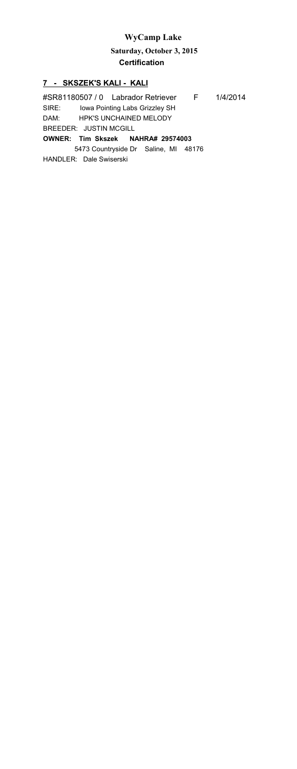**WyCamp Lake**

**Saturday, October 3, 2015**

**Certification**

**7 - SKSZEK'S KALI - KALI**

#SR81180507 / 0 Labrador Retriever F 1/4/2014

SIRE: Iowa Pointing Labs Grizzley SH

DAM: HPK'S UNCHAINED MELODY

BREEDER: JUSTIN MCGILL

**OWNER: Tim Skszek NAHRA# 29574003**

5473 Countryside Dr Saline, MI 48176

HANDLER: Dale Swiserski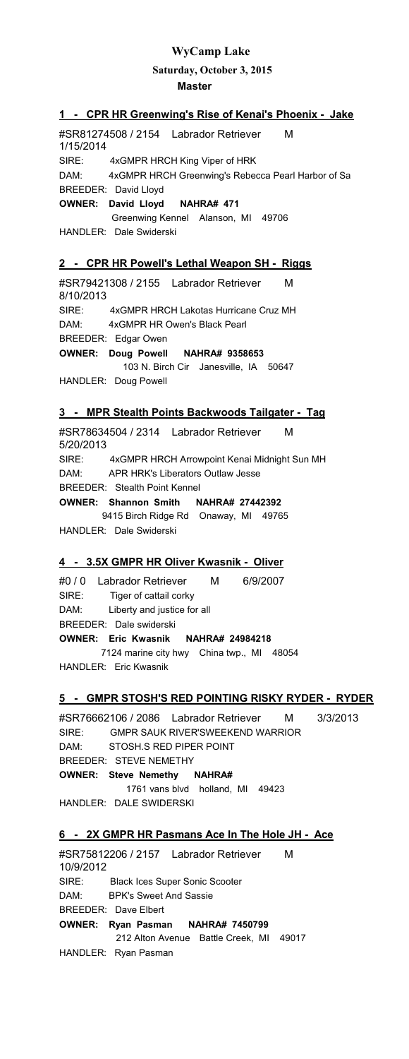**WyCamp Lake**

**Saturday, October 3, 2015**

**Master**

**1 - CPR HR Greenwing's Rise of Kenai's Phoenix - Jake**

#SR81274508 / 2154 Labrador Retriever M 1/15/2014

SIRE: 4xGMPR HRCH King Viper of HRK

DAM: 4xGMPR HRCH Greenwing's Rebecca Pearl Harbor of Sa

BREEDER: David Lloyd

**OWNER: David Lloyd NAHRA# 471**

Greenwing Kennel Alanson, MI 49706

HANDLER: Dale Swiderski

**2 - CPR HR Powell's Lethal Weapon SH - Riggs**

#SR79421308 / 2155 Labrador Retriever M 8/10/2013

SIRE: 4xGMPR HRCH Lakotas Hurricane Cruz MH

DAM: 4xGMPR HR Owen's Black Pearl

BREEDER: Edgar Owen

**OWNER: Doug Powell NAHRA# 9358653**

103 N. Birch Cir Janesville, IA 50647

HANDLER: Doug Powell

**3 - MPR Stealth Points Backwoods Tailgater - Tag**

#SR78634504 / 2314 Labrador Retriever M 5/20/2013

SIRE: 4xGMPR HRCH Arrowpoint Kenai Midnight Sun MH

DAM: APR HRK's Liberators Outlaw Jesse

BREEDER: Stealth Point Kennel

**OWNER: Shannon Smith NAHRA# 27442392**

9415 Birch Ridge Rd Onaway, MI 49765

HANDLER: Dale Swiderski

**4 - 3.5X GMPR HR Oliver Kwasnik - Oliver**

#0 / 0 Labrador Retriever M 6/9/2007

SIRE: Tiger of cattail corky

DAM: Liberty and justice for all

BREEDER: Dale swiderski

**OWNER: Eric Kwasnik NAHRA# 24984218**

7124 marine city hwy China twp., MI 48054

HANDLER: Eric Kwasnik

**5 - GMPR STOSH'S RED POINTING RISKY RYDER - RYDER**

#SR76662106 / 2086 Labrador Retriever M 3/3/2013

SIRE: GMPR SAUK RIVER'SWEEKEND WARRIOR

DAM: STOSH.S RED PIPER POINT

BREEDER: STEVE NEMETHY

**OWNER: Steve Nemethy NAHRA#**

1761 vans blvd holland, MI 49423

HANDLER: DALE SWIDERSKI

**6 - 2X GMPR HR Pasmans Ace In The Hole JH - Ace**

#SR75812206 / 2157 Labrador Retriever M 10/9/2012

SIRE: Black Ices Super Sonic Scooter

DAM: BPK's Sweet And Sassie

BREEDER: Dave Elbert

**OWNER: Ryan Pasman NAHRA# 7450799**

212 Alton Avenue Battle Creek, MI 49017

HANDLER: Ryan Pasman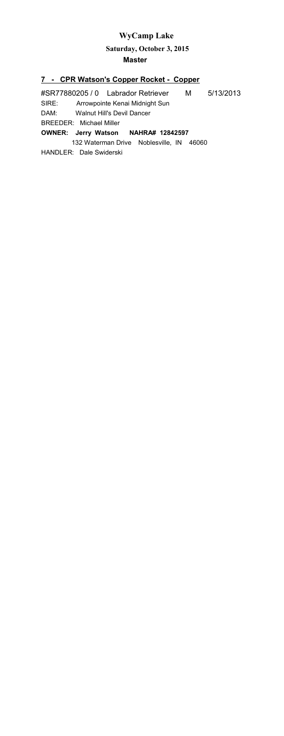**WyCamp Lake**

**Saturday, October 3, 2015**

**Master**

**7 - CPR Watson's Copper Rocket - Copper**

#SR77880205 / 0 Labrador Retriever M 5/13/2013

SIRE: Arrowpointe Kenai Midnight Sun

DAM: Walnut Hill's Devil Dancer

BREEDER: Michael Miller

**OWNER: Jerry Watson NAHRA# 12842597**

132 Waterman Drive Noblesville, IN 46060

HANDLER: Dale Swiderski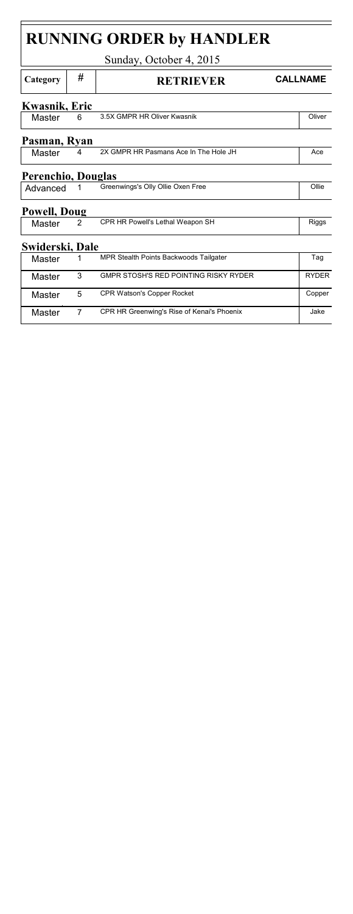# RUNNING ORDER by HANDLER

Sunday, October 4, 2015

| Category | # | RETRIEVER | CALLNAME |
|---|---|---|---|

**Kwasnik, Eric**

| | | | |
|---|---|---|---|
| Master | 6 | 3.5X GMPR HR Oliver Kwasnik | Oliver |

**Pasman, Ryan**

| | | | |
|---|---|---|---|
| Master | 4 | 2X GMPR HR Pasmans Ace In The Hole JH | Ace |

**Perenchio, Douglas**

| | | | |
|---|---|---|---|
| Advanced | 1 | Greenwings's Olly Ollie Oxen Free | Ollie |

**Powell, Doug**

| | | | |
|---|---|---|---|
| Master | 2 | CPR HR Powell's Lethal Weapon SH | Riggs |

**Swiderski, Dale**

| | | | |
|---|---|---|---|
| Master | 1 | MPR Stealth Points Backwoods Tailgater | Tag |
| Master | 3 | GMPR STOSH'S RED POINTING RISKY RYDER | RYDER |
| Master | 5 | CPR Watson's Copper Rocket | Copper |
| Master | 7 | CPR HR Greenwing's Rise of Kenai's Phoenix | Jake |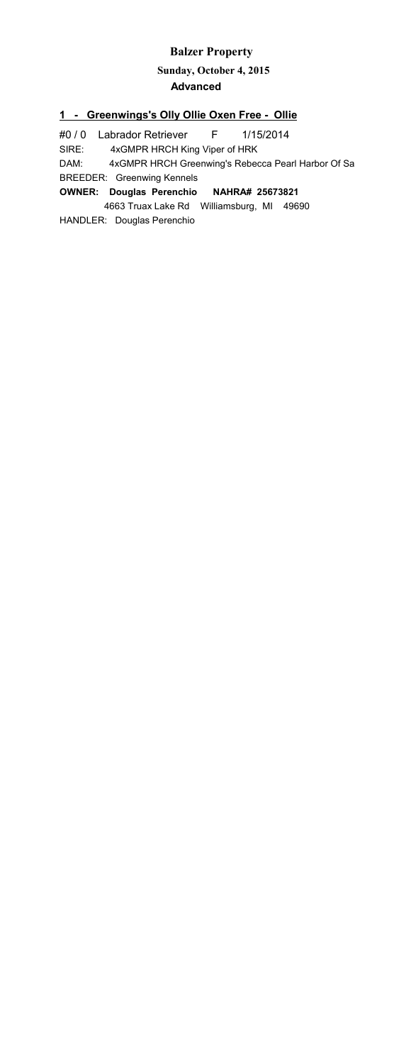**Balzer Property**

**Sunday, October 4, 2015**

**Advanced**

**1 - Greenwings's Olly Ollie Oxen Free - Ollie**

#0 / 0 Labrador Retriever F 1/15/2014

SIRE: 4xGMPR HRCH King Viper of HRK

DAM: 4xGMPR HRCH Greenwing's Rebecca Pearl Harbor Of Sa

BREEDER: Greenwing Kennels

**OWNER: Douglas Perenchio NAHRA# 25673821**

4663 Truax Lake Rd Williamsburg, MI 49690

HANDLER: Douglas Perenchio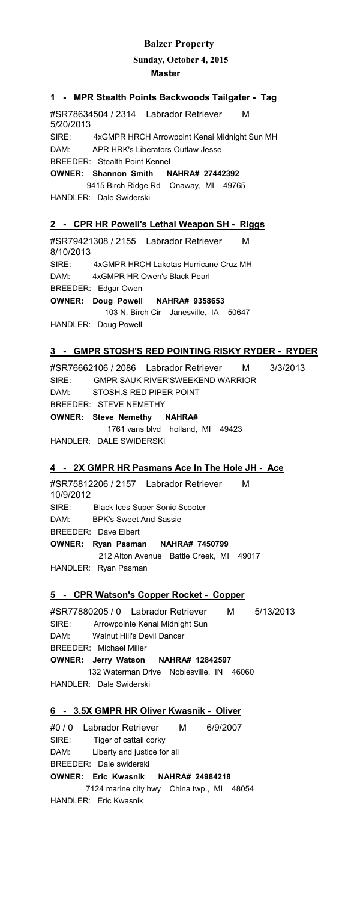**Balzer Property**

**Sunday, October 4, 2015**

**Master**

## 1 - MPR Stealth Points Backwoods Tailgater - Tag

#SR78634504 / 2314 Labrador Retriever M 5/20/2013

SIRE: 4xGMPR HRCH Arrowpoint Kenai Midnight Sun MH

DAM: APR HRK's Liberators Outlaw Jesse

BREEDER: Stealth Point Kennel

**OWNER: Shannon Smith NAHRA# 27442392**

9415 Birch Ridge Rd Onaway, MI 49765

HANDLER: Dale Swiderski

## 2 - CPR HR Powell's Lethal Weapon SH - Riggs

#SR79421308 / 2155 Labrador Retriever M 8/10/2013

SIRE: 4xGMPR HRCH Lakotas Hurricane Cruz MH

DAM: 4xGMPR HR Owen's Black Pearl

BREEDER: Edgar Owen

**OWNER: Doug Powell NAHRA# 9358653**

103 N. Birch Cir Janesville, IA 50647

HANDLER: Doug Powell

## 3 - GMPR STOSH'S RED POINTING RISKY RYDER - RYDER

#SR76662106 / 2086 Labrador Retriever M 3/3/2013

SIRE: GMPR SAUK RIVER'SWEEKEND WARRIOR

DAM: STOSH.S RED PIPER POINT

BREEDER: STEVE NEMETHY

**OWNER: Steve Nemethy NAHRA#**

1761 vans blvd holland, MI 49423

HANDLER: DALE SWIDERSKI

## 4 - 2X GMPR HR Pasmans Ace In The Hole JH - Ace

#SR75812206 / 2157 Labrador Retriever M 10/9/2012

SIRE: Black Ices Super Sonic Scooter

DAM: BPK's Sweet And Sassie

BREEDER: Dave Elbert

**OWNER: Ryan Pasman NAHRA# 7450799**

212 Alton Avenue Battle Creek, MI 49017

HANDLER: Ryan Pasman

## 5 - CPR Watson's Copper Rocket - Copper

#SR77880205 / 0 Labrador Retriever M 5/13/2013

SIRE: Arrowpointe Kenai Midnight Sun

DAM: Walnut Hill's Devil Dancer

BREEDER: Michael Miller

**OWNER: Jerry Watson NAHRA# 12842597**

132 Waterman Drive Noblesville, IN 46060

HANDLER: Dale Swiderski

## 6 - 3.5X GMPR HR Oliver Kwasnik - Oliver

#0 / 0 Labrador Retriever M 6/9/2007

SIRE: Tiger of cattail corky

DAM: Liberty and justice for all

BREEDER: Dale swiderski

**OWNER: Eric Kwasnik NAHRA# 24984218**

7124 marine city hwy China twp., MI 48054

HANDLER: Eric Kwasnik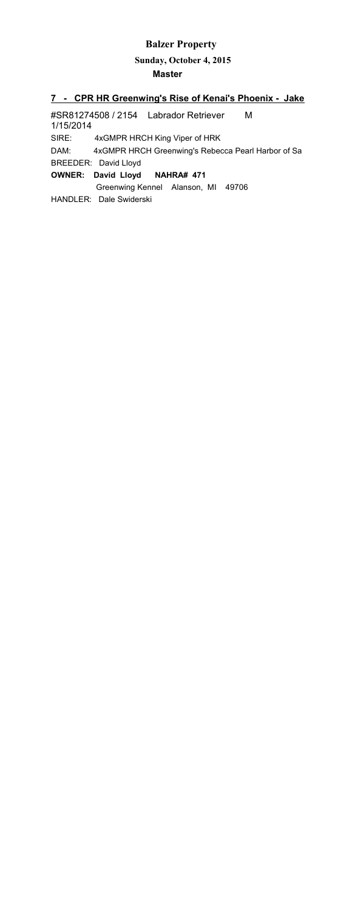**Balzer Property**

**Sunday, October 4, 2015**

**Master**

## 7 - CPR HR Greenwing's Rise of Kenai's Phoenix - Jake

#SR81274508 / 2154 Labrador Retriever M
1/15/2014

SIRE: 4xGMPR HRCH King Viper of HRK

DAM: 4xGMPR HRCH Greenwing's Rebecca Pearl Harbor of Sa

BREEDER: David Lloyd

**OWNER: David Lloyd NAHRA# 471**

Greenwing Kennel Alanson, MI 49706

HANDLER: Dale Swiderski